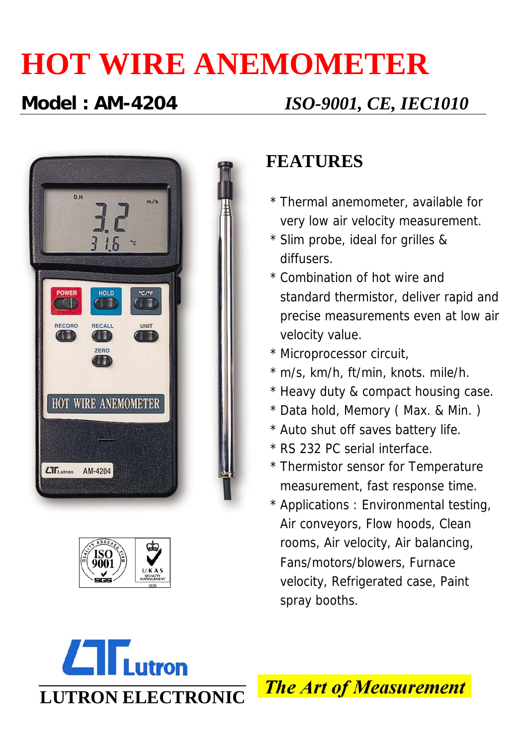# HOT WIRE ANEMOMETER

**Model : AM-4204** *ISO-9001, CE, IEC1010*

## FEATURES

* Thermal anemometer, available for very low air velocity measurement.
* Slim probe, ideal for grilles & diffusers.
* Combination of hot wire and standard thermistor, deliver rapid and precise measurements even at low air velocity value.
* Microprocessor circuit,
* m/s, km/h, ft/min, knots. mile/h.
* Heavy duty & compact housing case.
* Data hold, Memory ( Max. & Min. )
* Auto shut off saves battery life.
* RS 232 PC serial interface.
* Thermistor sensor for Temperature measurement, fast response time.
* Applications : Environmental testing, Air conveyors, Flow hoods, Clean rooms, Air velocity, Air balancing, Fans/motors/blowers, Furnace velocity, Refrigerated case, Paint spray booths.

**LUTRON ELECTRONIC**

*The Art of Measurement*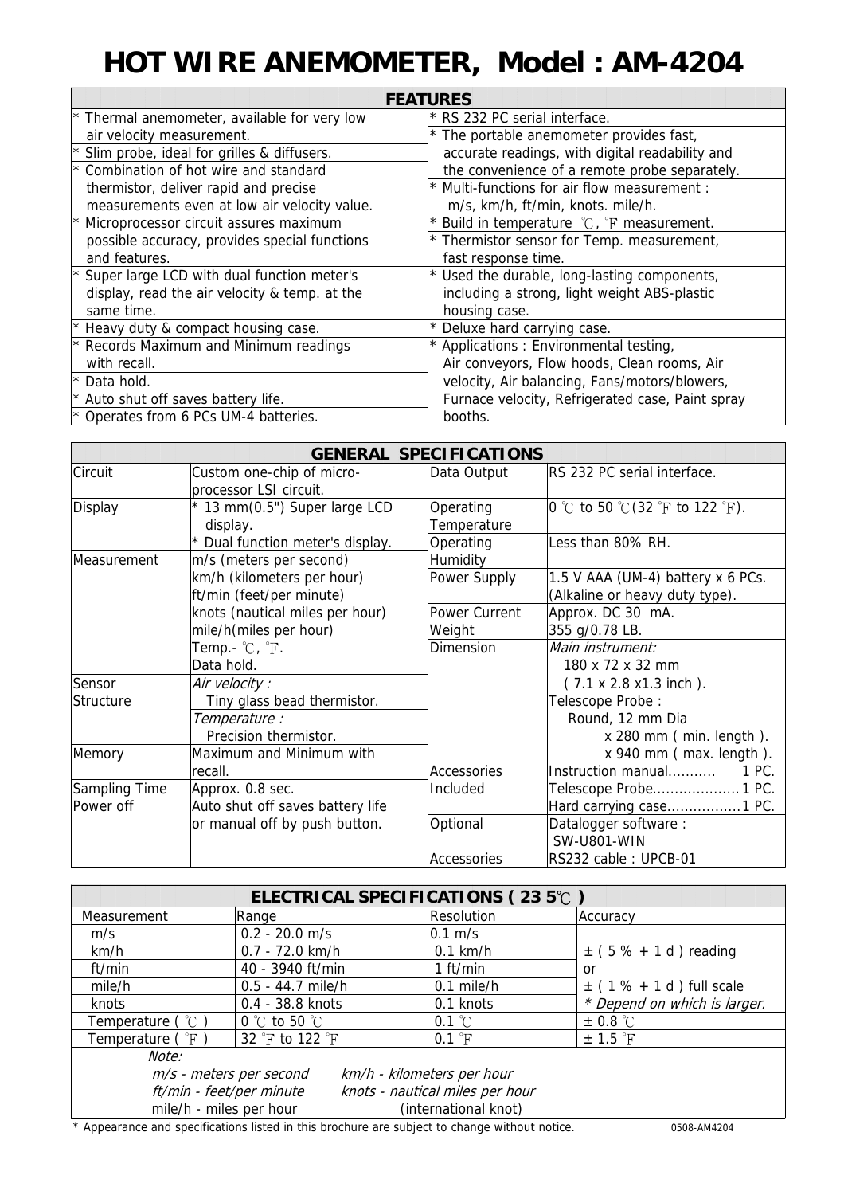# HOT WIRE ANEMOMETER, Model : AM-4204

| FEATURES | |
|---|---|
| * Thermal anemometer, available for very low air velocity measurement. | * RS 232 PC serial interface. |
| * Slim probe, ideal for grilles & diffusers. | * The portable anemometer provides fast, accurate readings, with digital readability and the convenience of a remote probe separately. |
| * Combination of hot wire and standard thermistor, deliver rapid and precise measurements even at low air velocity value. | * Multi-functions for air flow measurement : m/s, km/h, ft/min, knots. mile/h. |
| * Microprocessor circuit assures maximum possible accuracy, provides special functions and features. | * Build in temperature ℃, ℉ measurement. |
| | * Thermistor sensor for Temp. measurement, fast response time. |
| * Super large LCD with dual function meter's display, read the air velocity & temp. at the same time. | * Used the durable, long-lasting components, including a strong, light weight ABS-plastic housing case. |
| * Heavy duty & compact housing case. | * Deluxe hard carrying case. |
| * Records Maximum and Minimum readings with recall. | * Applications : Environmental testing, Air conveyors, Flow hoods, Clean rooms, Air velocity, Air balancing, Fans/motors/blowers, Furnace velocity, Refrigerated case, Paint spray booths. |
| * Data hold. | |
| * Auto shut off saves battery life. | |
| * Operates from 6 PCs UM-4 batteries. | |

| GENERAL SPECIFICATIONS | | | |
|---|---|---|---|
| Circuit | Custom one-chip of micro-processor LSI circuit. | Data Output | RS 232 PC serial interface. |
| Display | * 13 mm(0.5") Super large LCD display.<br>* Dual function meter's display. | Operating Temperature | 0 ℃ to 50 ℃(32 ℉ to 122 ℉). |
| | | Operating Humidity | Less than 80% RH. |
| Measurement | m/s (meters per second)<br>km/h (kilometers per hour)<br>ft/min (feet/per minute)<br>knots (nautical miles per hour)<br>mile/h(miles per hour)<br>Temp.- ℃, ℉.<br>Data hold. | Power Supply | 1.5 V AAA (UM-4) battery x 6 PCs. (Alkaline or heavy duty type). |
| | | Power Current | Approx. DC 30 mA. |
| | | Weight | 355 g/0.78 LB. |
| | | Dimension | *Main instrument:*<br>180 x 72 x 32 mm<br>( 7.1 x 2.8 x1.3 inch ). |
| Sensor Structure | *Air velocity :*<br>Tiny glass bead thermistor.<br>*Temperature :*<br>Precision thermistor. | | Telescope Probe :<br>Round, 12 mm Dia<br>x 280 mm ( min. length ).<br>x 940 mm ( max. length ). |
| Memory | Maximum and Minimum with recall. | Accessories Included | Instruction manual........... 1 PC.<br>Telescope Probe.................... 1 PC.<br>Hard carrying case.................1 PC. |
| Sampling Time | Approx. 0.8 sec. | | |
| Power off | Auto shut off saves battery life or manual off by push button. | Optional Accessories | Datalogger software : SW-U801-WIN<br>RS232 cable : UPCB-01 |

| ELECTRICAL SPECIFICATIONS ( 23 5℃ ) | | | |
|---|---|---|---|
| Measurement | Range | Resolution | Accuracy |
| m/s | 0.2 - 20.0 m/s | 0.1 m/s | ± ( 5 % + 1 d ) reading<br>or<br>± ( 1 % + 1 d ) full scale<br>*\* Depend on which is larger.* |
| km/h | 0.7 - 72.0 km/h | 0.1 km/h | |
| ft/min | 40 - 3940 ft/min | 1 ft/min | |
| mile/h | 0.5 - 44.7 mile/h | 0.1 mile/h | |
| knots | 0.4 - 38.8 knots | 0.1 knots | |
| Temperature ( ℃ ) | 0 ℃ to 50 ℃ | 0.1 ℃ | ± 0.8 ℃ |
| Temperature ( ℉ ) | 32 ℉ to 122 ℉ | 0.1 ℉ | ± 1.5 ℉ |

*Note:*

*m/s - meters per second*　　*km/h - kilometers per hour*

*ft/min - feet/per minute*　　*knots - nautical miles per hour*

mile/h - miles per hour　　(international knot)

* Appearance and specifications listed in this brochure are subject to change without notice.　　0508-AM4204